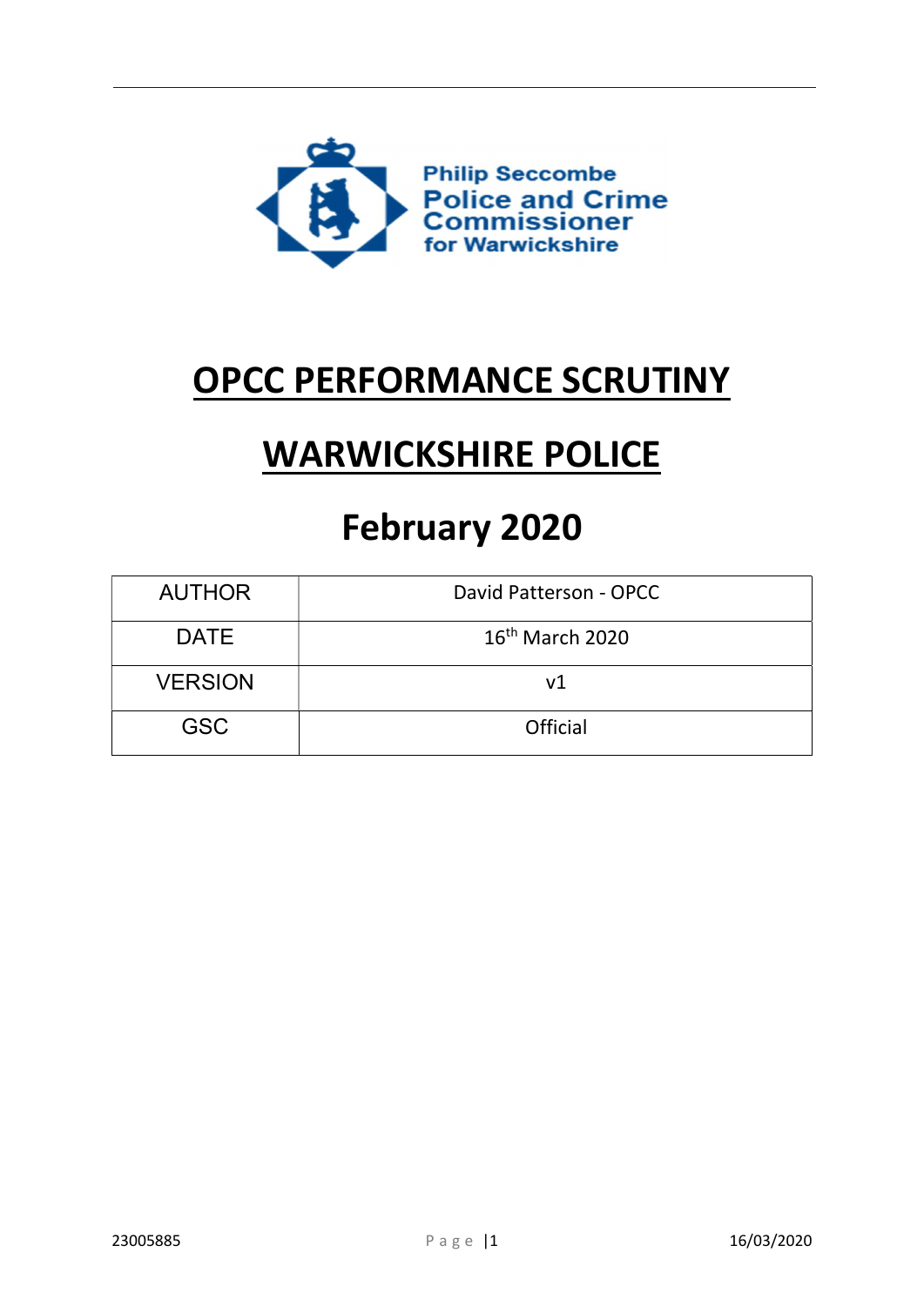Philip Seccombe
Police and Crime Commissioner
for Warwickshire

# OPCC PERFORMANCE SCRUTINY

# WARWICKSHIRE POLICE

# February 2020

| AUTHOR | David Patterson - OPCC |
|---|---|
| DATE | 16th March 2020 |
| VERSION | v1 |
| GSC | Official |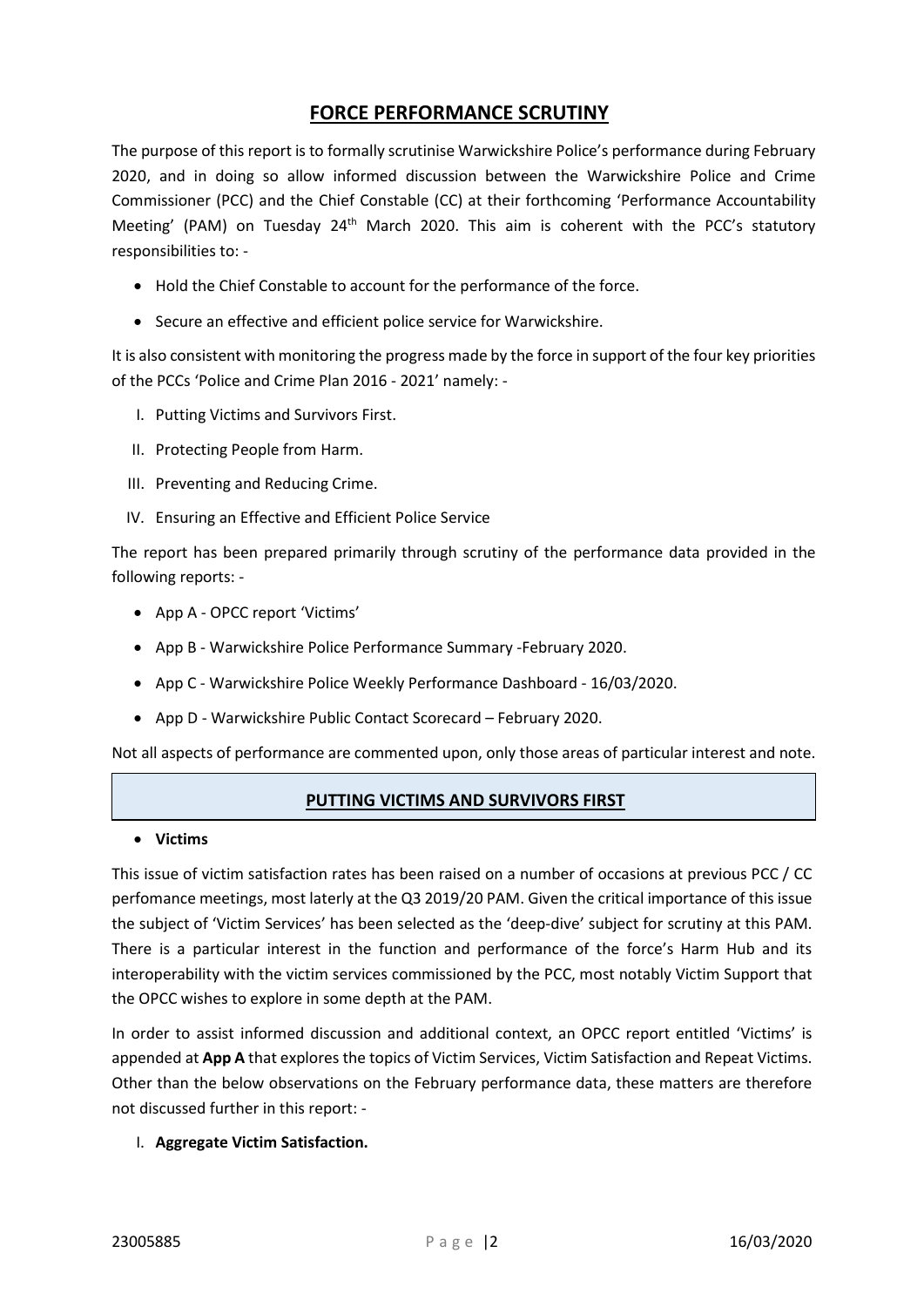## FORCE PERFORMANCE SCRUTINY

The purpose of this report is to formally scrutinise Warwickshire Police's performance during February 2020, and in doing so allow informed discussion between the Warwickshire Police and Crime Commissioner (PCC) and the Chief Constable (CC) at their forthcoming 'Performance Accountability Meeting' (PAM) on Tuesday 24th March 2020. This aim is coherent with the PCC's statutory responsibilities to: -

- Hold the Chief Constable to account for the performance of the force.
- Secure an effective and efficient police service for Warwickshire.

It is also consistent with monitoring the progress made by the force in support of the four key priorities of the PCCs 'Police and Crime Plan 2016 - 2021' namely: -

I. Putting Victims and Survivors First.
II. Protecting People from Harm.
III. Preventing and Reducing Crime.
IV. Ensuring an Effective and Efficient Police Service

The report has been prepared primarily through scrutiny of the performance data provided in the following reports: -

- App A - OPCC report 'Victims'
- App B - Warwickshire Police Performance Summary -February 2020.
- App C - Warwickshire Police Weekly Performance Dashboard - 16/03/2020.
- App D - Warwickshire Public Contact Scorecard – February 2020.

Not all aspects of performance are commented upon, only those areas of particular interest and note.

### PUTTING VICTIMS AND SURVIVORS FIRST

- **Victims**

This issue of victim satisfaction rates has been raised on a number of occasions at previous PCC / CC perfomance meetings, most laterly at the Q3 2019/20 PAM. Given the critical importance of this issue the subject of 'Victim Services' has been selected as the 'deep-dive' subject for scrutiny at this PAM. There is a particular interest in the function and performance of the force's Harm Hub and its interoperability with the victim services commissioned by the PCC, most notably Victim Support that the OPCC wishes to explore in some depth at the PAM.

In order to assist informed discussion and additional context, an OPCC report entitled 'Victims' is appended at **App A** that explores the topics of Victim Services, Victim Satisfaction and Repeat Victims. Other than the below observations on the February performance data, these matters are therefore not discussed further in this report: -

I. **Aggregate Victim Satisfaction.**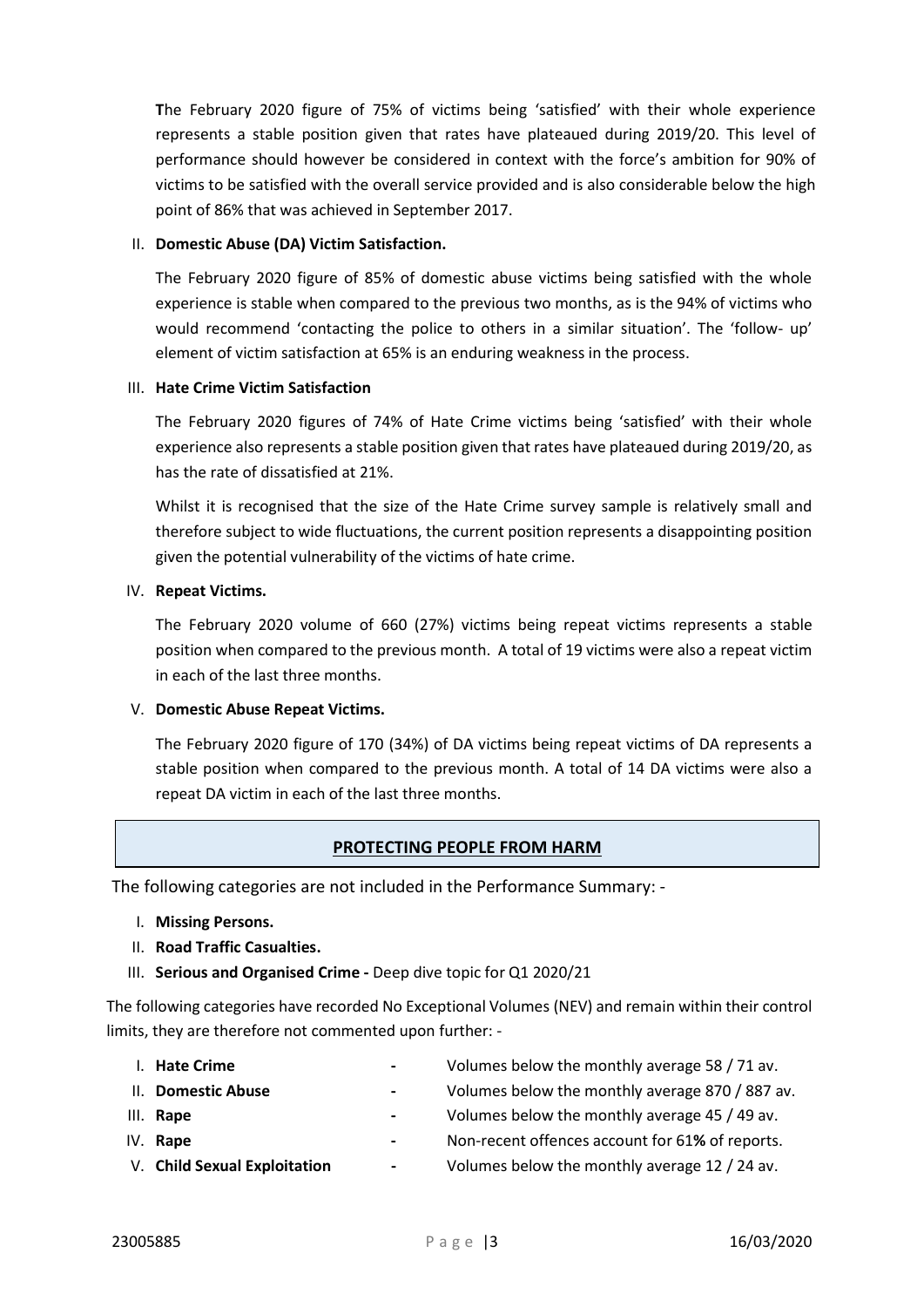The February 2020 figure of 75% of victims being 'satisfied' with their whole experience represents a stable position given that rates have plateaued during 2019/20. This level of performance should however be considered in context with the force's ambition for 90% of victims to be satisfied with the overall service provided and is also considerable below the high point of 86% that was achieved in September 2017.

II. **Domestic Abuse (DA) Victim Satisfaction.**

The February 2020 figure of 85% of domestic abuse victims being satisfied with the whole experience is stable when compared to the previous two months, as is the 94% of victims who would recommend 'contacting the police to others in a similar situation'. The 'follow- up' element of victim satisfaction at 65% is an enduring weakness in the process.

III. **Hate Crime Victim Satisfaction**

The February 2020 figures of 74% of Hate Crime victims being 'satisfied' with their whole experience also represents a stable position given that rates have plateaued during 2019/20, as has the rate of dissatisfied at 21%.

Whilst it is recognised that the size of the Hate Crime survey sample is relatively small and therefore subject to wide fluctuations, the current position represents a disappointing position given the potential vulnerability of the victims of hate crime.

IV. **Repeat Victims.**

The February 2020 volume of 660 (27%) victims being repeat victims represents a stable position when compared to the previous month. A total of 19 victims were also a repeat victim in each of the last three months.

V. **Domestic Abuse Repeat Victims.**

The February 2020 figure of 170 (34%) of DA victims being repeat victims of DA represents a stable position when compared to the previous month. A total of 14 DA victims were also a repeat DA victim in each of the last three months.

## PROTECTING PEOPLE FROM HARM

The following categories are not included in the Performance Summary: -

I. **Missing Persons.**
II. **Road Traffic Casualties.**
III. **Serious and Organised Crime -** Deep dive topic for Q1 2020/21

The following categories have recorded No Exceptional Volumes (NEV) and remain within their control limits, they are therefore not commented upon further: -

I. **Hate Crime** - Volumes below the monthly average 58 / 71 av.
II. **Domestic Abuse** - Volumes below the monthly average 870 / 887 av.
III. **Rape** - Volumes below the monthly average 45 / 49 av.
IV. **Rape** - Non-recent offences account for 61**%** of reports.
V. **Child Sexual Exploitation** - Volumes below the monthly average 12 / 24 av.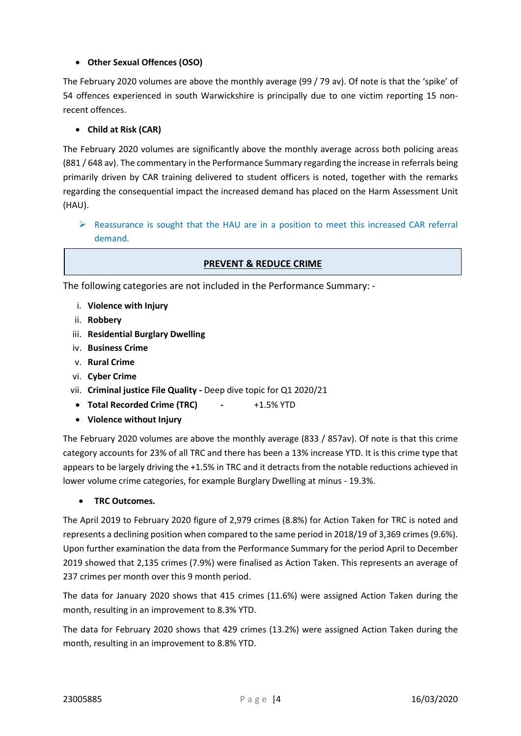- **Other Sexual Offences (OSO)**

The February 2020 volumes are above the monthly average (99 / 79 av). Of note is that the 'spike' of 54 offences experienced in south Warwickshire is principally due to one victim reporting 15 non-recent offences.

- **Child at Risk (CAR)**

The February 2020 volumes are significantly above the monthly average across both policing areas (881 / 648 av). The commentary in the Performance Summary regarding the increase in referrals being primarily driven by CAR training delivered to student officers is noted, together with the remarks regarding the consequential impact the increased demand has placed on the Harm Assessment Unit (HAU).

> ➢ Reassurance is sought that the HAU are in a position to meet this increased CAR referral demand.

## PREVENT & REDUCE CRIME

The following categories are not included in the Performance Summary: -

i. **Violence with Injury**
ii. **Robbery**
iii. **Residential Burglary Dwelling**
iv. **Business Crime**
v. **Rural Crime**
vi. **Cyber Crime**
vii. **Criminal justice File Quality -** Deep dive topic for Q1 2020/21

- **Total Recorded Crime (TRC)** - +1.5% YTD
- **Violence without Injury**

The February 2020 volumes are above the monthly average (833 / 857av). Of note is that this crime category accounts for 23% of all TRC and there has been a 13% increase YTD. It is this crime type that appears to be largely driving the +1.5% in TRC and it detracts from the notable reductions achieved in lower volume crime categories, for example Burglary Dwelling at minus - 19.3%.

- **TRC Outcomes.**

The April 2019 to February 2020 figure of 2,979 crimes (8.8%) for Action Taken for TRC is noted and represents a declining position when compared to the same period in 2018/19 of 3,369 crimes (9.6%). Upon further examination the data from the Performance Summary for the period April to December 2019 showed that 2,135 crimes (7.9%) were finalised as Action Taken. This represents an average of 237 crimes per month over this 9 month period.

The data for January 2020 shows that 415 crimes (11.6%) were assigned Action Taken during the month, resulting in an improvement to 8.3% YTD.

The data for February 2020 shows that 429 crimes (13.2%) were assigned Action Taken during the month, resulting in an improvement to 8.8% YTD.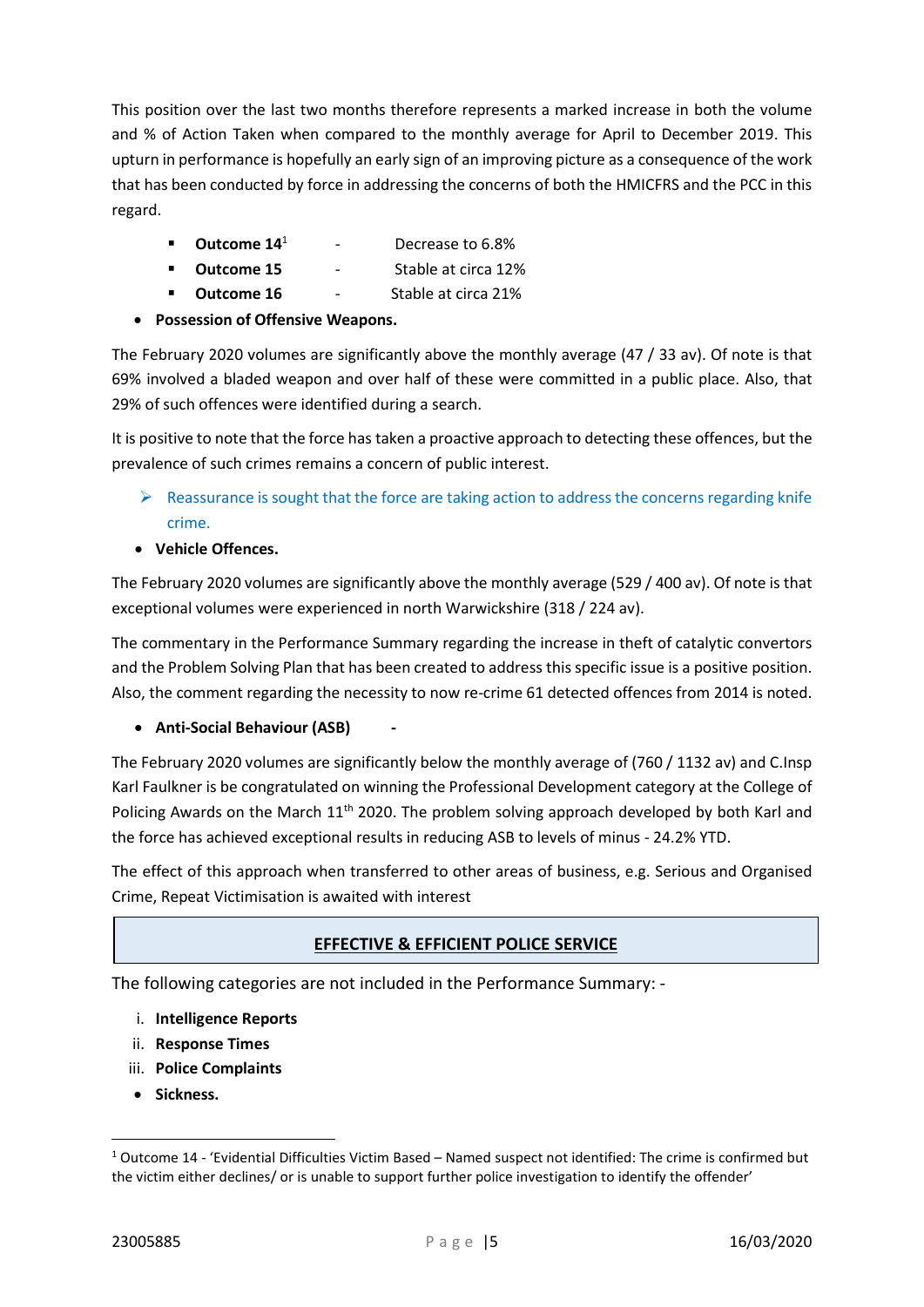This position over the last two months therefore represents a marked increase in both the volume and % of Action Taken when compared to the monthly average for April to December 2019. This upturn in performance is hopefully an early sign of an improving picture as a consequence of the work that has been conducted by force in addressing the concerns of both the HMICFRS and the PCC in this regard.

- **Outcome 14**[1] - Decrease to 6.8%
- **Outcome 15** - Stable at circa 12%
- **Outcome 16** - Stable at circa 21%

- **Possession of Offensive Weapons.**

The February 2020 volumes are significantly above the monthly average (47 / 33 av). Of note is that 69% involved a bladed weapon and over half of these were committed in a public place. Also, that 29% of such offences were identified during a search.

It is positive to note that the force has taken a proactive approach to detecting these offences, but the prevalence of such crimes remains a concern of public interest.

> Reassurance is sought that the force are taking action to address the concerns regarding knife crime.

- **Vehicle Offences.**

The February 2020 volumes are significantly above the monthly average (529 / 400 av). Of note is that exceptional volumes were experienced in north Warwickshire (318 / 224 av).

The commentary in the Performance Summary regarding the increase in theft of catalytic convertors and the Problem Solving Plan that has been created to address this specific issue is a positive position. Also, the comment regarding the necessity to now re-crime 61 detected offences from 2014 is noted.

- **Anti-Social Behaviour (ASB)** -

The February 2020 volumes are significantly below the monthly average of (760 / 1132 av) and C.Insp Karl Faulkner is be congratulated on winning the Professional Development category at the College of Policing Awards on the March 11th 2020. The problem solving approach developed by both Karl and the force has achieved exceptional results in reducing ASB to levels of minus - 24.2% YTD.

The effect of this approach when transferred to other areas of business, e.g. Serious and Organised Crime, Repeat Victimisation is awaited with interest

## EFFECTIVE & EFFICIENT POLICE SERVICE

The following categories are not included in the Performance Summary: -

i. **Intelligence Reports**
ii. **Response Times**
iii. **Police Complaints**

- **Sickness.**

---

[1] Outcome 14 - 'Evidential Difficulties Victim Based – Named suspect not identified: The crime is confirmed but the victim either declines/ or is unable to support further police investigation to identify the offender'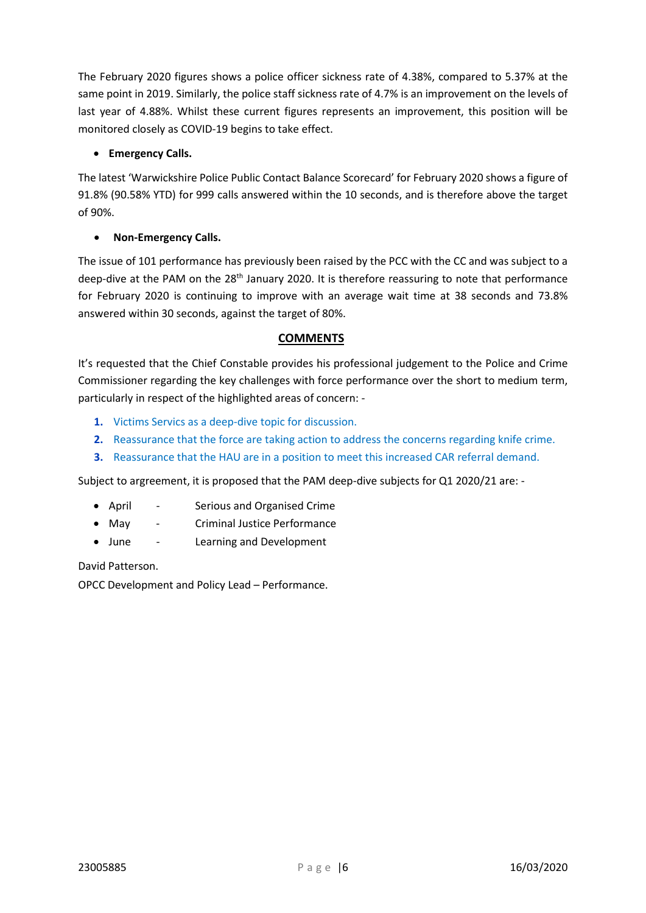The February 2020 figures shows a police officer sickness rate of 4.38%, compared to 5.37% at the same point in 2019. Similarly, the police staff sickness rate of 4.7% is an improvement on the levels of last year of 4.88%. Whilst these current figures represents an improvement, this position will be monitored closely as COVID-19 begins to take effect.

- **Emergency Calls.**

The latest 'Warwickshire Police Public Contact Balance Scorecard' for February 2020 shows a figure of 91.8% (90.58% YTD) for 999 calls answered within the 10 seconds, and is therefore above the target of 90%.

- **Non-Emergency Calls.**

The issue of 101 performance has previously been raised by the PCC with the CC and was subject to a deep-dive at the PAM on the 28th January 2020. It is therefore reassuring to note that performance for February 2020 is continuing to improve with an average wait time at 38 seconds and 73.8% answered within 30 seconds, against the target of 80%.

## COMMENTS

It's requested that the Chief Constable provides his professional judgement to the Police and Crime Commissioner regarding the key challenges with force performance over the short to medium term, particularly in respect of the highlighted areas of concern: -

1. Victims Servics as a deep-dive topic for discussion.
2. Reassurance that the force are taking action to address the concerns regarding knife crime.
3. Reassurance that the HAU are in a position to meet this increased CAR referral demand.

Subject to argreement, it is proposed that the PAM deep-dive subjects for Q1 2020/21 are: -

- April - Serious and Organised Crime
- May - Criminal Justice Performance
- June - Learning and Development

David Patterson.

OPCC Development and Policy Lead – Performance.